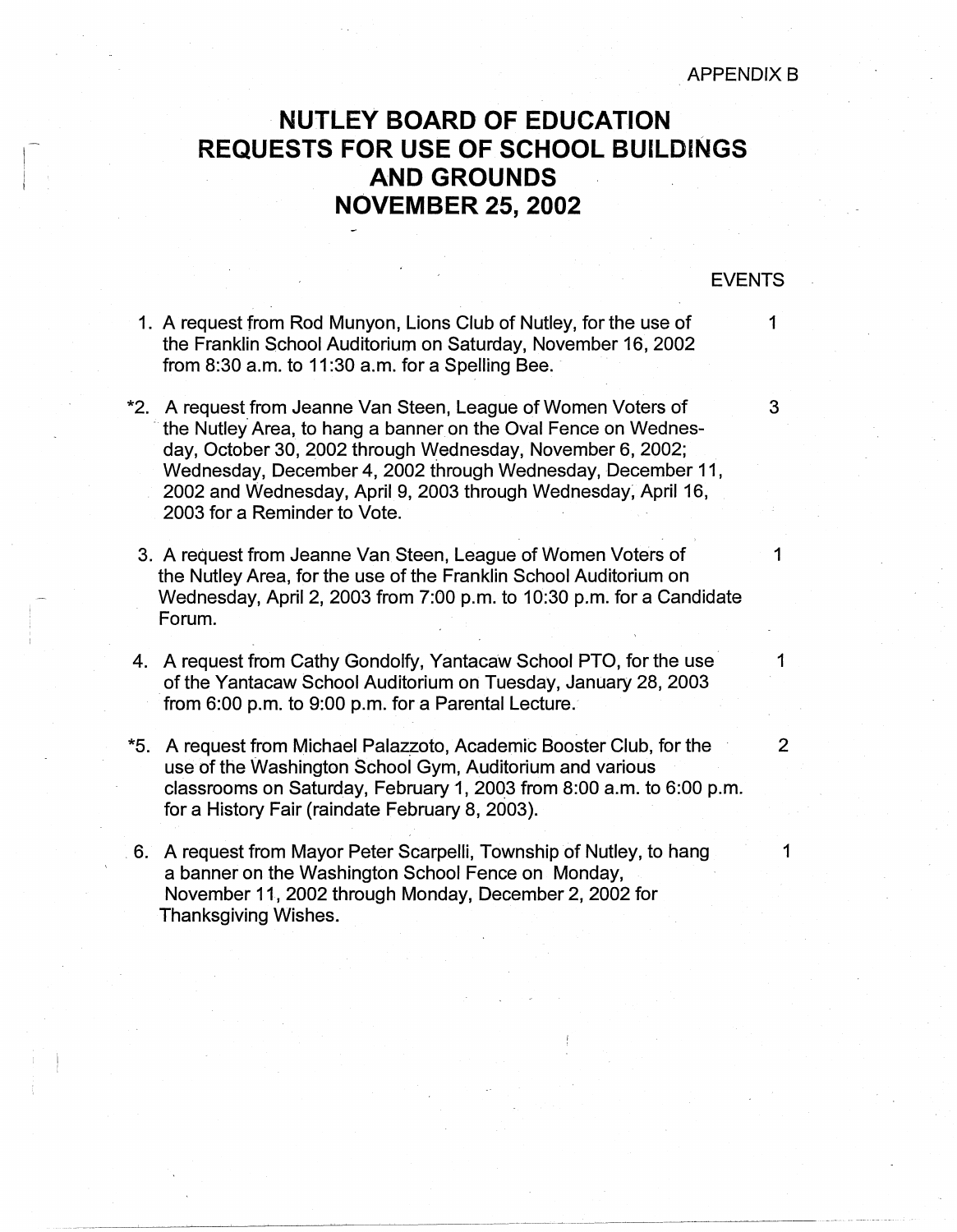APPENDIX B

# NUTLEY BOARD OF EDUCATION REQUESTS FOR USE OF SCHOOL BUILDINGS AND GROUNDS NOVEMBER 25, 2002

| Request | EVENTS |
|---|---|
| 1. A request from Rod Munyon, Lions Club of Nutley, for the use of the Franklin School Auditorium on Saturday, November 16, 2002 from 8:30 a.m. to 11:30 a.m. for a Spelling Bee. | 1 |
| *2. A request from Jeanne Van Steen, League of Women Voters of the Nutley Area, to hang a banner on the Oval Fence on Wednesday, October 30, 2002 through Wednesday, November 6, 2002; Wednesday, December 4, 2002 through Wednesday, December 11, 2002 and Wednesday, April 9, 2003 through Wednesday, April 16, 2003 for a Reminder to Vote. | 3 |
| 3. A request from Jeanne Van Steen, League of Women Voters of the Nutley Area, for the use of the Franklin School Auditorium on Wednesday, April 2, 2003 from 7:00 p.m. to 10:30 p.m. for a Candidate Forum. | 1 |
| 4. A request from Cathy Gondolfy, Yantacaw School PTO, for the use of the Yantacaw School Auditorium on Tuesday, January 28, 2003 from 6:00 p.m. to 9:00 p.m. for a Parental Lecture. | 1 |
| *5. A request from Michael Palazzoto, Academic Booster Club, for the use of the Washington School Gym, Auditorium and various classrooms on Saturday, February 1, 2003 from 8:00 a.m. to 6:00 p.m. for a History Fair (raindate February 8, 2003). | 2 |
| 6. A request from Mayor Peter Scarpelli, Township of Nutley, to hang a banner on the Washington School Fence on Monday, November 11, 2002 through Monday, December 2, 2002 for Thanksgiving Wishes. | 1 |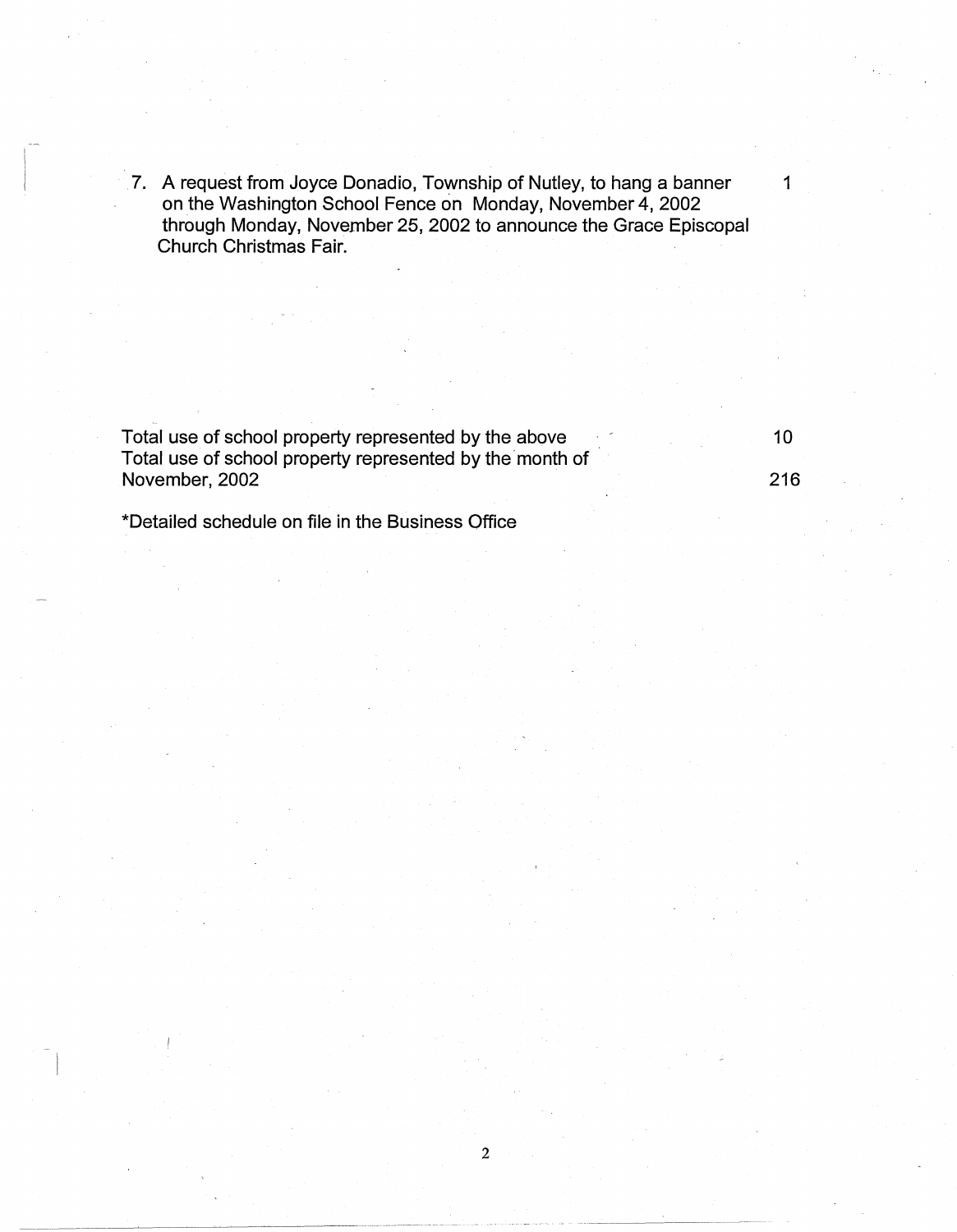7. A request from Joyce Donadio, Township of Nutley, to hang a banner on the Washington School Fence on Monday, November 4, 2002 through Monday, November 25, 2002 to announce the Grace Episcopal Church Christmas Fair. 1

| | |
|---|---|
| Total use of school property represented by the above | 10 |
| Total use of school property represented by the month of November, 2002 | 216 |

*Detailed schedule on file in the Business Office